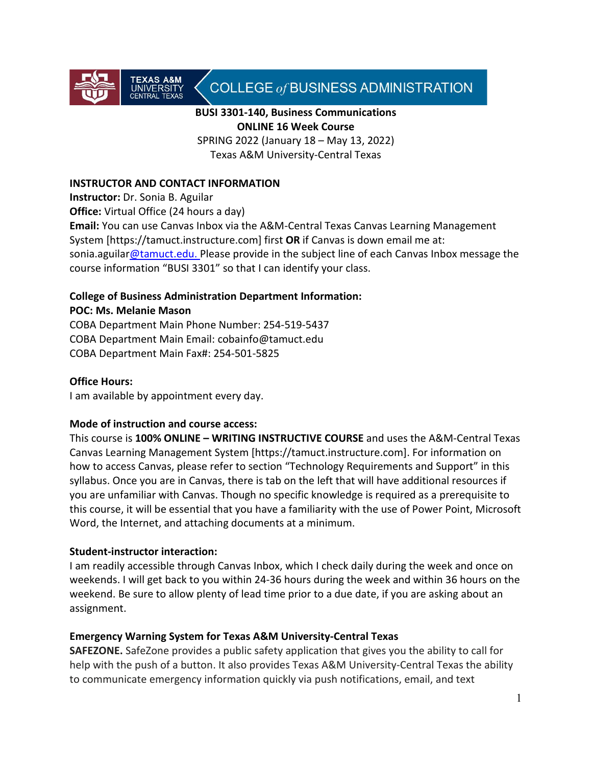TEXAS A&M UNIVERSITY CENTRAL TEXAS | COLLEGE *of* BUSINESS ADMINISTRATION

**BUSI 3301-140, Business Communications**
**ONLINE 16 Week Course**
SPRING 2022 (January 18 – May 13, 2022)
Texas A&M University-Central Texas

## INSTRUCTOR AND CONTACT INFORMATION

**Instructor:** Dr. Sonia B. Aguilar
**Office:** Virtual Office (24 hours a day)
**Email:** You can use Canvas Inbox via the A&M-Central Texas Canvas Learning Management System [https://tamuct.instructure.com] first **OR** if Canvas is down email me at: sonia.aguilar@tamuct.edu. Please provide in the subject line of each Canvas Inbox message the course information "BUSI 3301" so that I can identify your class.

**College of Business Administration Department Information:**
**POC: Ms. Melanie Mason**
COBA Department Main Phone Number: 254-519-5437
COBA Department Main Email: cobainfo@tamuct.edu
COBA Department Main Fax#: 254-501-5825

**Office Hours:**
I am available by appointment every day.

**Mode of instruction and course access:**
This course is **100% ONLINE – WRITING INSTRUCTIVE COURSE** and uses the A&M-Central Texas Canvas Learning Management System [https://tamuct.instructure.com]. For information on how to access Canvas, please refer to section "Technology Requirements and Support" in this syllabus. Once you are in Canvas, there is tab on the left that will have additional resources if you are unfamiliar with Canvas. Though no specific knowledge is required as a prerequisite to this course, it will be essential that you have a familiarity with the use of Power Point, Microsoft Word, the Internet, and attaching documents at a minimum.

**Student-instructor interaction:**
I am readily accessible through Canvas Inbox, which I check daily during the week and once on weekends. I will get back to you within 24-36 hours during the week and within 36 hours on the weekend. Be sure to allow plenty of lead time prior to a due date, if you are asking about an assignment.

**Emergency Warning System for Texas A&M University-Central Texas**
**SAFEZONE.** SafeZone provides a public safety application that gives you the ability to call for help with the push of a button. It also provides Texas A&M University-Central Texas the ability to communicate emergency information quickly via push notifications, email, and text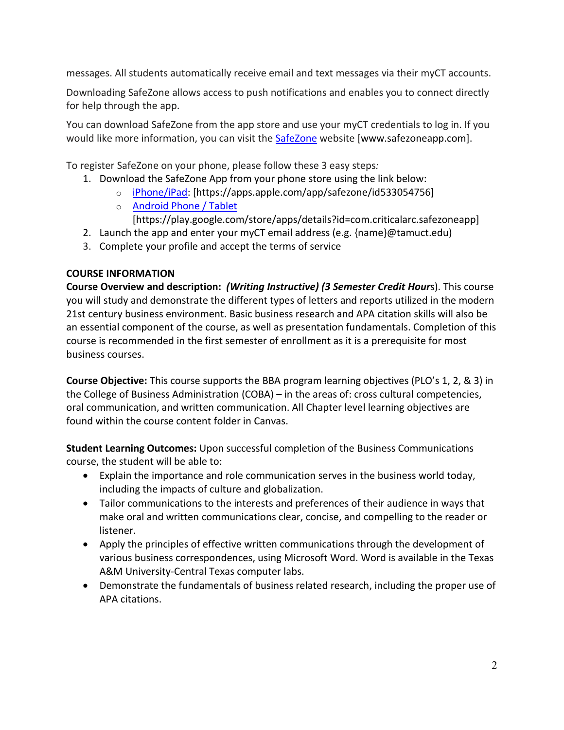messages. All students automatically receive email and text messages via their myCT accounts.

Downloading SafeZone allows access to push notifications and enables you to connect directly for help through the app.

You can download SafeZone from the app store and use your myCT credentials to log in. If you would like more information, you can visit the SafeZone website [www.safezoneapp.com].

To register SafeZone on your phone, please follow these 3 easy steps*:*

1. Download the SafeZone App from your phone store using the link below:
   - iPhone/iPad: [https://apps.apple.com/app/safezone/id533054756]
   - Android Phone / Tablet [https://play.google.com/store/apps/details?id=com.criticalarc.safezoneapp]
2. Launch the app and enter your myCT email address (e.g. {name}@tamuct.edu)
3. Complete your profile and accept the terms of service

## COURSE INFORMATION

**Course Overview and description:** ***(Writing Instructive) (3 Semester Credit Hour*****s**). This course you will study and demonstrate the different types of letters and reports utilized in the modern 21st century business environment. Basic business research and APA citation skills will also be an essential component of the course, as well as presentation fundamentals. Completion of this course is recommended in the first semester of enrollment as it is a prerequisite for most business courses.

**Course Objective:** This course supports the BBA program learning objectives (PLO's 1, 2, & 3) in the College of Business Administration (COBA) – in the areas of: cross cultural competencies, oral communication, and written communication. All Chapter level learning objectives are found within the course content folder in Canvas.

**Student Learning Outcomes:** Upon successful completion of the Business Communications course, the student will be able to:

- Explain the importance and role communication serves in the business world today, including the impacts of culture and globalization.
- Tailor communications to the interests and preferences of their audience in ways that make oral and written communications clear, concise, and compelling to the reader or listener.
- Apply the principles of effective written communications through the development of various business correspondences, using Microsoft Word. Word is available in the Texas A&M University-Central Texas computer labs.
- Demonstrate the fundamentals of business related research, including the proper use of APA citations.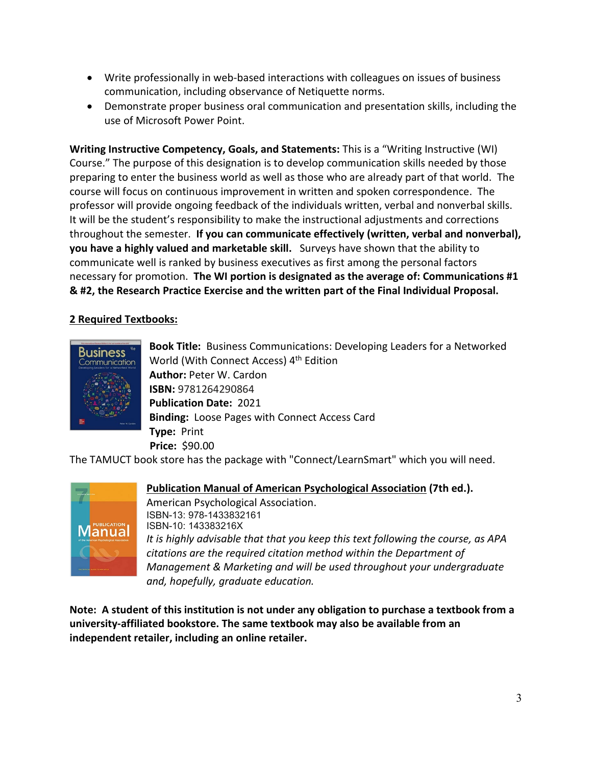- Write professionally in web-based interactions with colleagues on issues of business communication, including observance of Netiquette norms.
- Demonstrate proper business oral communication and presentation skills, including the use of Microsoft Power Point.

**Writing Instructive Competency, Goals, and Statements:** This is a "Writing Instructive (WI) Course." The purpose of this designation is to develop communication skills needed by those preparing to enter the business world as well as those who are already part of that world. The course will focus on continuous improvement in written and spoken correspondence. The professor will provide ongoing feedback of the individuals written, verbal and nonverbal skills. It will be the student's responsibility to make the instructional adjustments and corrections throughout the semester. **If you can communicate effectively (written, verbal and nonverbal), you have a highly valued and marketable skill.** Surveys have shown that the ability to communicate well is ranked by business executives as first among the personal factors necessary for promotion. **The WI portion is designated as the average of: Communications #1 & #2, the Research Practice Exercise and the written part of the Final Individual Proposal.**

**2 Required Textbooks:**

**Book Title:** Business Communications: Developing Leaders for a Networked World (With Connect Access) 4th Edition
**Author:** Peter W. Cardon
**ISBN:** 9781264290864
**Publication Date:** 2021
**Binding:** Loose Pages with Connect Access Card
**Type:** Print
**Price:** $90.00

The TAMUCT book store has the package with "Connect/LearnSmart" which you will need.

**Publication Manual of American Psychological Association (7th ed.).**
American Psychological Association.
ISBN-13: 978-1433832161
ISBN-10: 143383216X
*It is highly advisable that that you keep this text following the course, as APA citations are the required citation method within the Department of Management & Marketing and will be used throughout your undergraduate and, hopefully, graduate education.*

**Note: A student of this institution is not under any obligation to purchase a textbook from a university-affiliated bookstore. The same textbook may also be available from an independent retailer, including an online retailer.**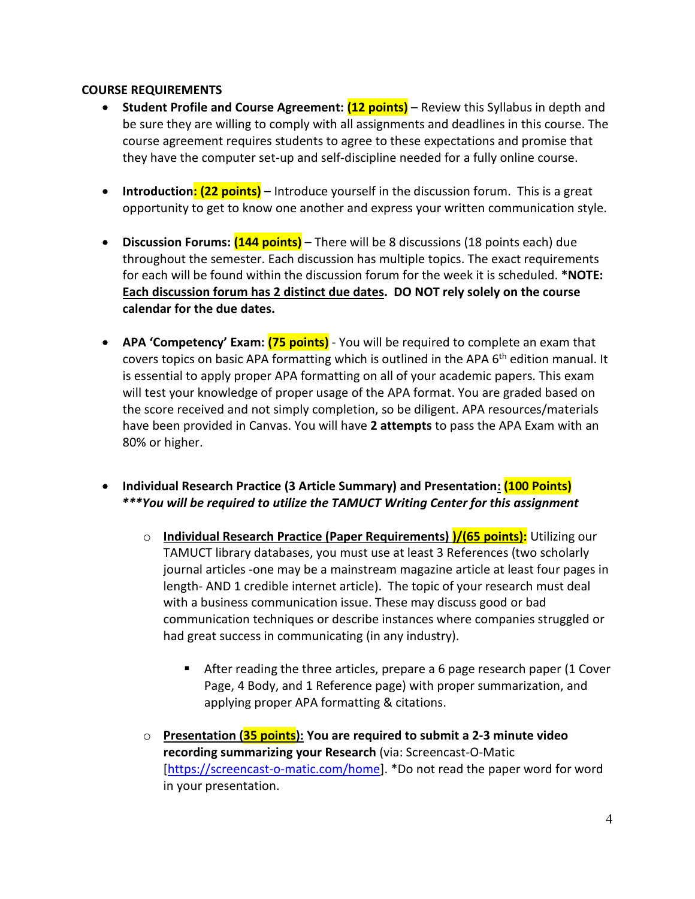**COURSE REQUIREMENTS**

- **Student Profile and Course Agreement: (12 points)** – Review this Syllabus in depth and be sure they are willing to comply with all assignments and deadlines in this course. The course agreement requires students to agree to these expectations and promise that they have the computer set-up and self-discipline needed for a fully online course.

- **Introduction: (22 points)** – Introduce yourself in the discussion forum. This is a great opportunity to get to know one another and express your written communication style.

- **Discussion Forums: (144 points)** – There will be 8 discussions (18 points each) due throughout the semester. Each discussion has multiple topics. The exact requirements for each will be found within the discussion forum for the week it is scheduled. ***NOTE: <u>Each discussion forum has 2 distinct due dates</u>. DO NOT rely solely on the course calendar for the due dates.**

- **APA 'Competency' Exam: (75 points)** - You will be required to complete an exam that covers topics on basic APA formatting which is outlined in the APA 6th edition manual. It is essential to apply proper APA formatting on all of your academic papers. This exam will test your knowledge of proper usage of the APA format. You are graded based on the score received and not simply completion, so be diligent. APA resources/materials have been provided in Canvas. You will have **2 attempts** to pass the APA Exam with an 80% or higher.

- **Individual Research Practice (3 Article Summary) and Presentation: (100 Points)**
  ***\*\*\*You will be required to utilize the TAMUCT Writing Center for this assignment***

  - **<u>Individual Research Practice (Paper Requirements) )/(65 points):</u>** Utilizing our TAMUCT library databases, you must use at least 3 References (two scholarly journal articles -one may be a mainstream magazine article at least four pages in length- AND 1 credible internet article). The topic of your research must deal with a business communication issue. These may discuss good or bad communication techniques or describe instances where companies struggled or had great success in communicating (in any industry).

    - After reading the three articles, prepare a 6 page research paper (1 Cover Page, 4 Body, and 1 Reference page) with proper summarization, and applying proper APA formatting & citations.

  - **<u>Presentation (35 points):</u> You are required to submit a 2-3 minute video recording summarizing your Research** (via: Screencast-O-Matic [https://screencast-o-matic.com/home]. *Do not read the paper word for word in your presentation.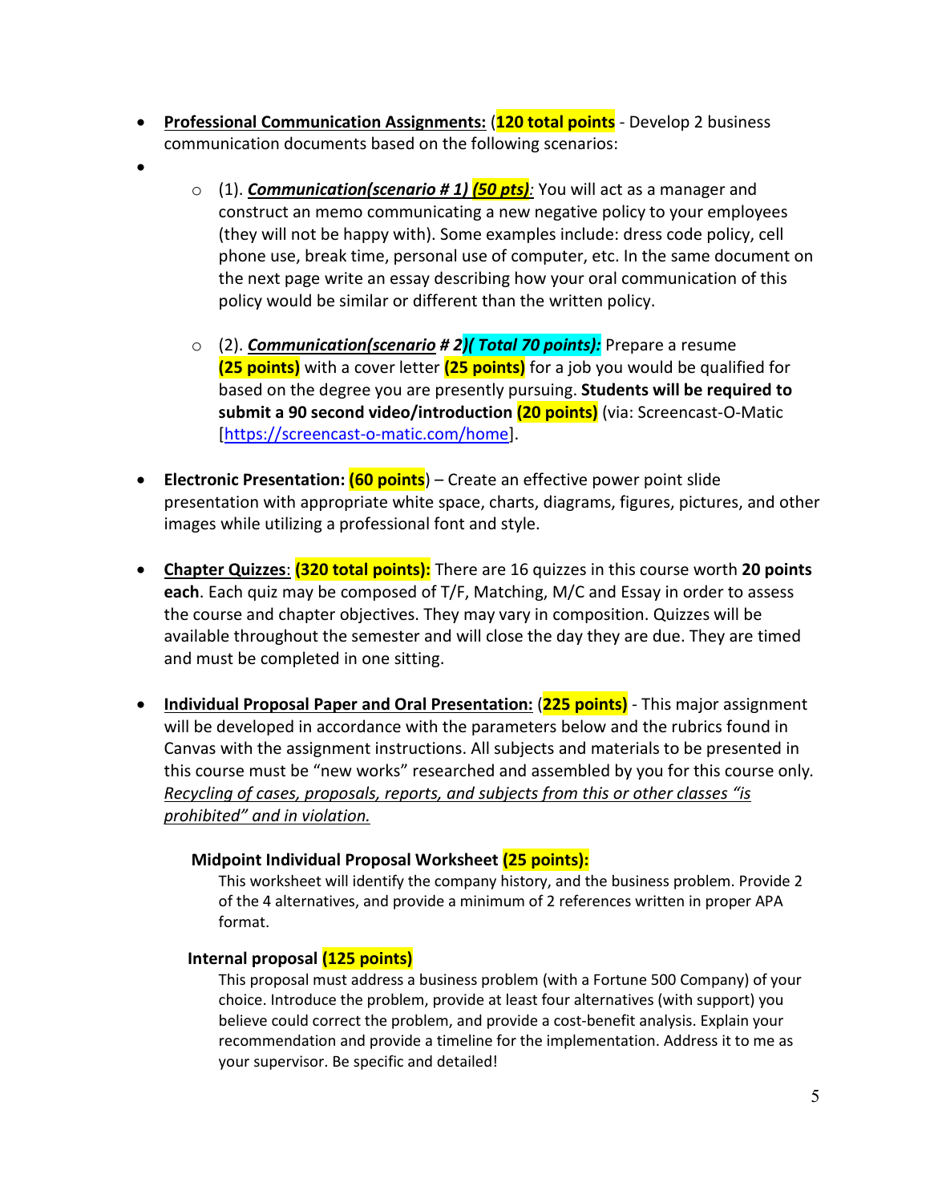- **Professional Communication Assignments:** (**120 total points** - Develop 2 business communication documents based on the following scenarios:
- 
  - (1). ***Communication(scenario # 1) (50 pts)***: You will act as a manager and construct an memo communicating a new negative policy to your employees (they will not be happy with). Some examples include: dress code policy, cell phone use, break time, personal use of computer, etc. In the same document on the next page write an essay describing how your oral communication of this policy would be similar or different than the written policy.
  - (2). ***Communication(scenario # 2)( Total 70 points):*** Prepare a resume **(25 points)** with a cover letter **(25 points)** for a job you would be qualified for based on the degree you are presently pursuing. **Students will be required to submit a 90 second video/introduction (20 points)** (via: Screencast-O-Matic [https://screencast-o-matic.com/home].

- **Electronic Presentation: (60 points**) – Create an effective power point slide presentation with appropriate white space, charts, diagrams, figures, pictures, and other images while utilizing a professional font and style.

- **Chapter Quizzes**: **(320 total points):** There are 16 quizzes in this course worth **20 points each**. Each quiz may be composed of T/F, Matching, M/C and Essay in order to assess the course and chapter objectives. They may vary in composition. Quizzes will be available throughout the semester and will close the day they are due. They are timed and must be completed in one sitting.

- **Individual Proposal Paper and Oral Presentation:** (**225 points)** - This major assignment will be developed in accordance with the parameters below and the rubrics found in Canvas with the assignment instructions. All subjects and materials to be presented in this course must be "new works" researched and assembled by you for this course only. *Recycling of cases, proposals, reports, and subjects from this or other classes "is prohibited" and in violation.*

  **Midpoint Individual Proposal Worksheet (25 points):**

  This worksheet will identify the company history, and the business problem. Provide 2 of the 4 alternatives, and provide a minimum of 2 references written in proper APA format.

  **Internal proposal (125 points)**

  This proposal must address a business problem (with a Fortune 500 Company) of your choice. Introduce the problem, provide at least four alternatives (with support) you believe could correct the problem, and provide a cost-benefit analysis. Explain your recommendation and provide a timeline for the implementation. Address it to me as your supervisor. Be specific and detailed!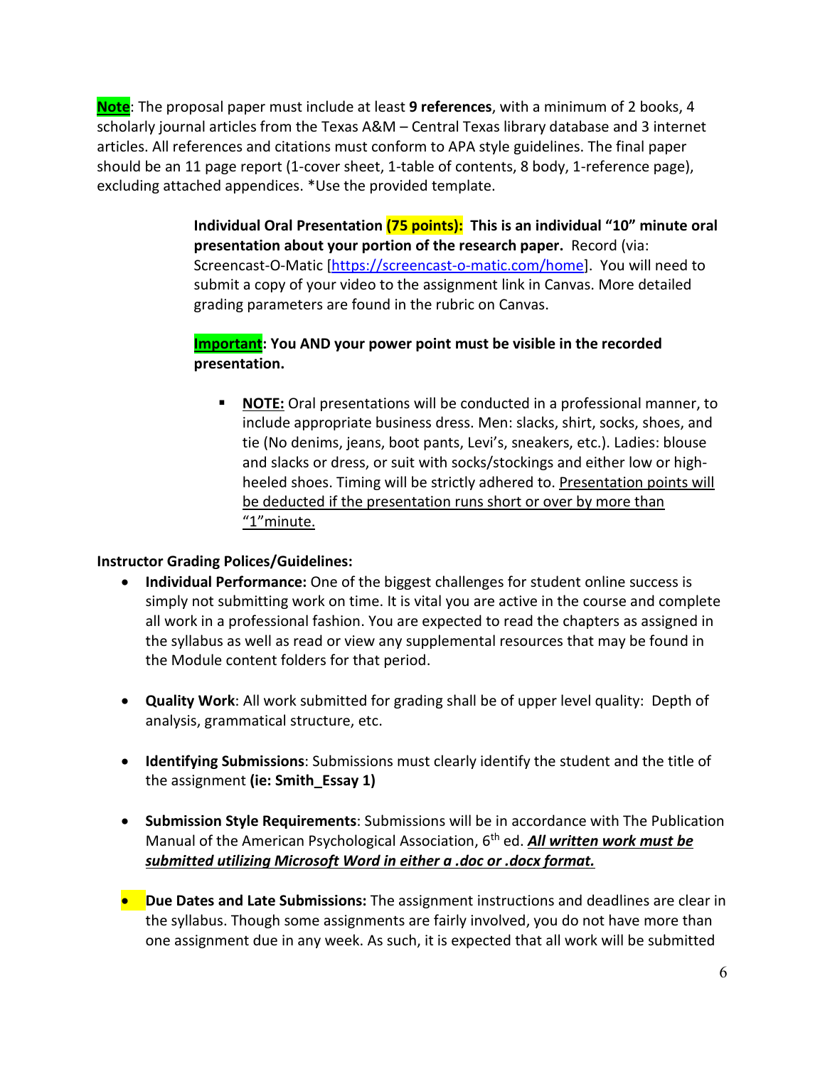**Note**: The proposal paper must include at least **9 references**, with a minimum of 2 books, 4 scholarly journal articles from the Texas A&M – Central Texas library database and 3 internet articles. All references and citations must conform to APA style guidelines. The final paper should be an 11 page report (1-cover sheet, 1-table of contents, 8 body, 1-reference page), excluding attached appendices. *Use the provided template.

> **Individual Oral Presentation (75 points): This is an individual "10" minute oral presentation about your portion of the research paper.** Record (via: Screencast-O-Matic [https://screencast-o-matic.com/home]. You will need to submit a copy of your video to the assignment link in Canvas. More detailed grading parameters are found in the rubric on Canvas.
>
> **Important: You AND your power point must be visible in the recorded presentation.**
>
> - **NOTE:** Oral presentations will be conducted in a professional manner, to include appropriate business dress. Men: slacks, shirt, socks, shoes, and tie (No denims, jeans, boot pants, Levi's, sneakers, etc.). Ladies: blouse and slacks or dress, or suit with socks/stockings and either low or high-heeled shoes. Timing will be strictly adhered to. Presentation points will be deducted if the presentation runs short or over by more than "1"minute.

**Instructor Grading Polices/Guidelines:**

- **Individual Performance:** One of the biggest challenges for student online success is simply not submitting work on time. It is vital you are active in the course and complete all work in a professional fashion. You are expected to read the chapters as assigned in the syllabus as well as read or view any supplemental resources that may be found in the Module content folders for that period.

- **Quality Work**: All work submitted for grading shall be of upper level quality: Depth of analysis, grammatical structure, etc.

- **Identifying Submissions**: Submissions must clearly identify the student and the title of the assignment **(ie: Smith_Essay 1)**

- **Submission Style Requirements**: Submissions will be in accordance with The Publication Manual of the American Psychological Association, 6th ed. ***All written work must be submitted utilizing Microsoft Word in either a .doc or .docx format.***

- **Due Dates and Late Submissions:** The assignment instructions and deadlines are clear in the syllabus. Though some assignments are fairly involved, you do not have more than one assignment due in any week. As such, it is expected that all work will be submitted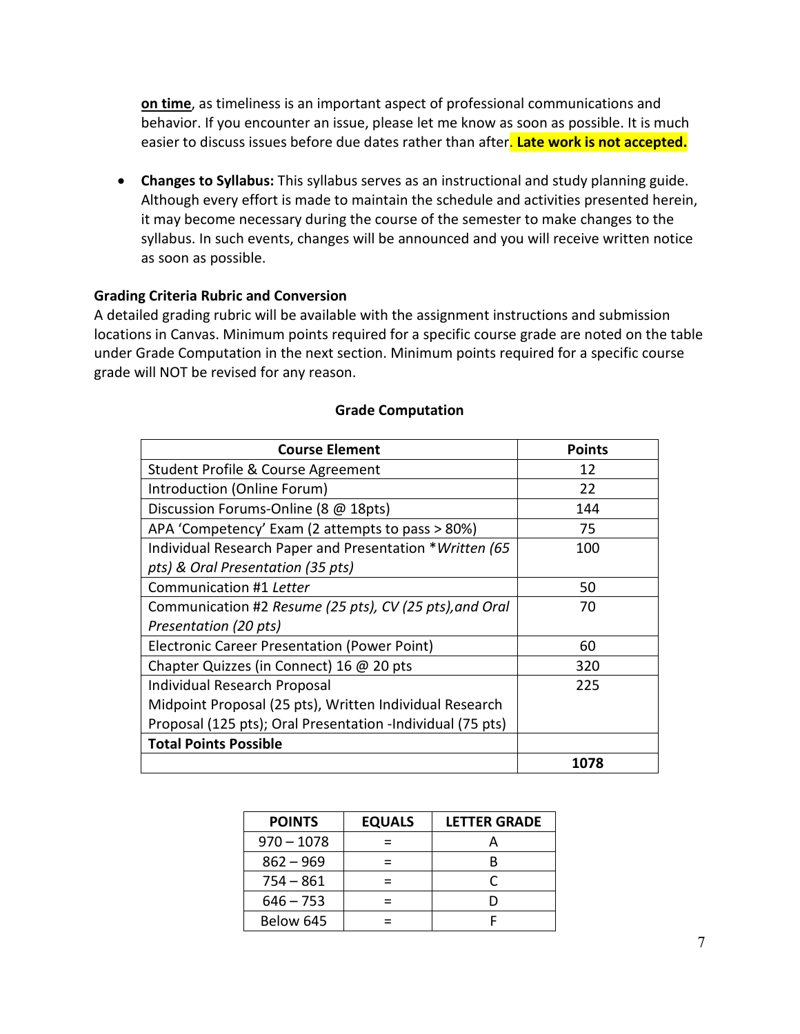**on time**, as timeliness is an important aspect of professional communications and behavior. If you encounter an issue, please let me know as soon as possible. It is much easier to discuss issues before due dates rather than after. **Late work is not accepted.**

- **Changes to Syllabus:** This syllabus serves as an instructional and study planning guide. Although every effort is made to maintain the schedule and activities presented herein, it may become necessary during the course of the semester to make changes to the syllabus. In such events, changes will be announced and you will receive written notice as soon as possible.

### Grading Criteria Rubric and Conversion

A detailed grading rubric will be available with the assignment instructions and submission locations in Canvas. Minimum points required for a specific course grade are noted on the table under Grade Computation in the next section. Minimum points required for a specific course grade will NOT be revised for any reason.

**Grade Computation**

| Course Element | Points |
|---|---|
| Student Profile & Course Agreement | 12 |
| Introduction (Online Forum) | 22 |
| Discussion Forums-Online (8 @ 18pts) | 144 |
| APA 'Competency' Exam (2 attempts to pass > 80%) | 75 |
| Individual Research Paper and Presentation **Written (65 pts) & Oral Presentation (35 pts)* | 100 |
| Communication #1 *Letter* | 50 |
| Communication #2 *Resume (25 pts), CV (25 pts),and Oral Presentation (20 pts)* | 70 |
| Electronic Career Presentation (Power Point) | 60 |
| Chapter Quizzes (in Connect) 16 @ 20 pts | 320 |
| Individual Research Proposal Midpoint Proposal (25 pts), Written Individual Research Proposal (125 pts); Oral Presentation -Individual (75 pts) | 225 |
| **Total Points Possible** | |
| | **1078** |

| POINTS | EQUALS | LETTER GRADE |
|---|---|---|
| 970 – 1078 | = | A |
| 862 – 969 | = | B |
| 754 – 861 | = | C |
| 646 – 753 | = | D |
| Below 645 | = | F |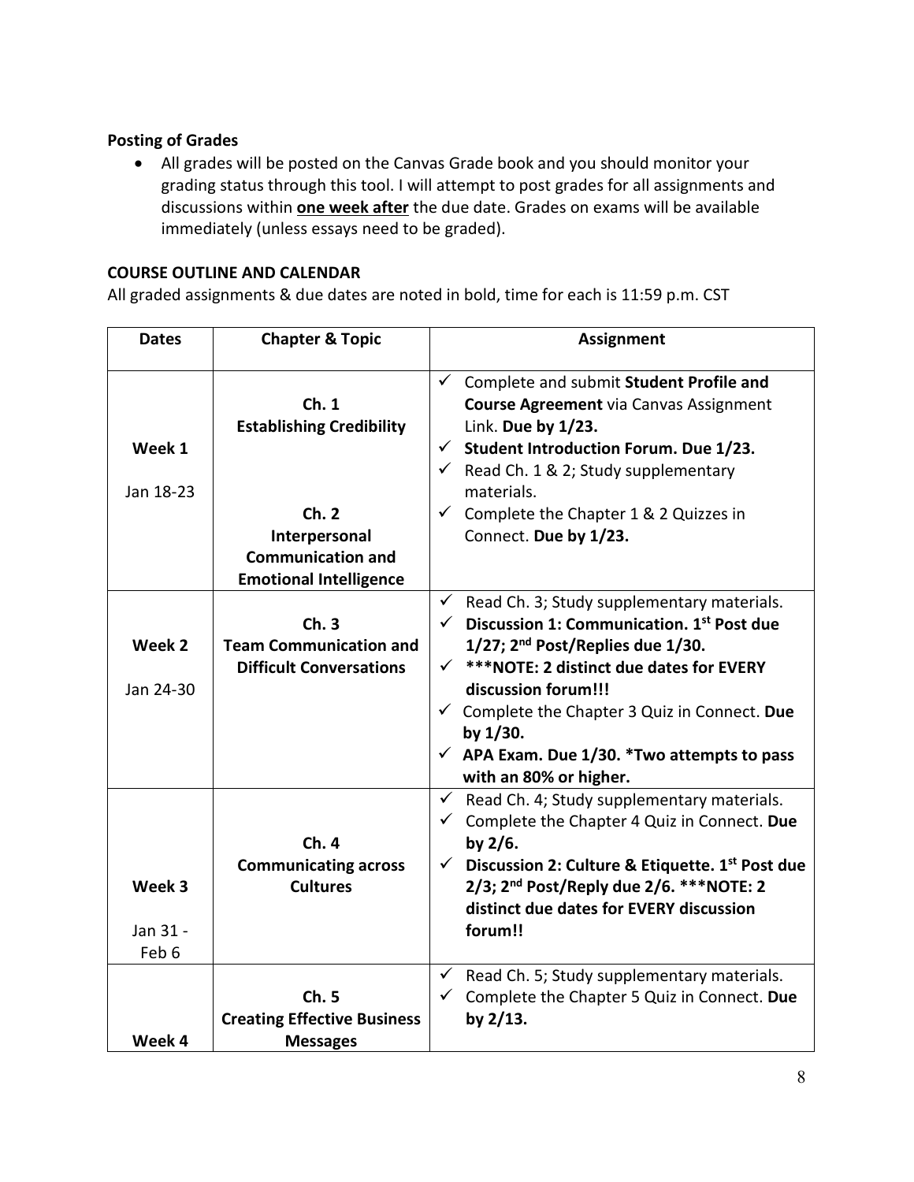**Posting of Grades**

- All grades will be posted on the Canvas Grade book and you should monitor your grading status through this tool. I will attempt to post grades for all assignments and discussions within **one week after** the due date. Grades on exams will be available immediately (unless essays need to be graded).

**COURSE OUTLINE AND CALENDAR**

All graded assignments & due dates are noted in bold, time for each is 11:59 p.m. CST

| Dates | Chapter & Topic | Assignment |
|---|---|---|
| **Week 1**<br>Jan 18-23 | **Ch. 1**<br>**Establishing Credibility**<br><br>**Ch. 2**<br>**Interpersonal Communication and Emotional Intelligence** | ✓ Complete and submit **Student Profile and Course Agreement** via Canvas Assignment Link. **Due by 1/23.**<br>✓ **Student Introduction Forum. Due 1/23.**<br>✓ Read Ch. 1 & 2; Study supplementary materials.<br>✓ Complete the Chapter 1 & 2 Quizzes in Connect. **Due by 1/23.** |
| **Week 2**<br>Jan 24-30 | **Ch. 3**<br>**Team Communication and Difficult Conversations** | ✓ Read Ch. 3; Study supplementary materials.<br>✓ **Discussion 1: Communication. 1st Post due 1/27; 2nd Post/Replies due 1/30.**<br>✓ **\*\*\*NOTE: 2 distinct due dates for EVERY discussion forum!!!**<br>✓ Complete the Chapter 3 Quiz in Connect. **Due by 1/30.**<br>✓ **APA Exam. Due 1/30. \*Two attempts to pass with an 80% or higher.** |
| **Week 3**<br>Jan 31 - Feb 6 | **Ch. 4**<br>**Communicating across Cultures** | ✓ Read Ch. 4; Study supplementary materials.<br>✓ Complete the Chapter 4 Quiz in Connect. **Due by 2/6.**<br>✓ **Discussion 2: Culture & Etiquette. 1st Post due 2/3; 2nd Post/Reply due 2/6. \*\*\*NOTE: 2 distinct due dates for EVERY discussion forum!!** |
| **Week 4** | **Ch. 5**<br>**Creating Effective Business Messages** | ✓ Read Ch. 5; Study supplementary materials.<br>✓ Complete the Chapter 5 Quiz in Connect. **Due by 2/13.** |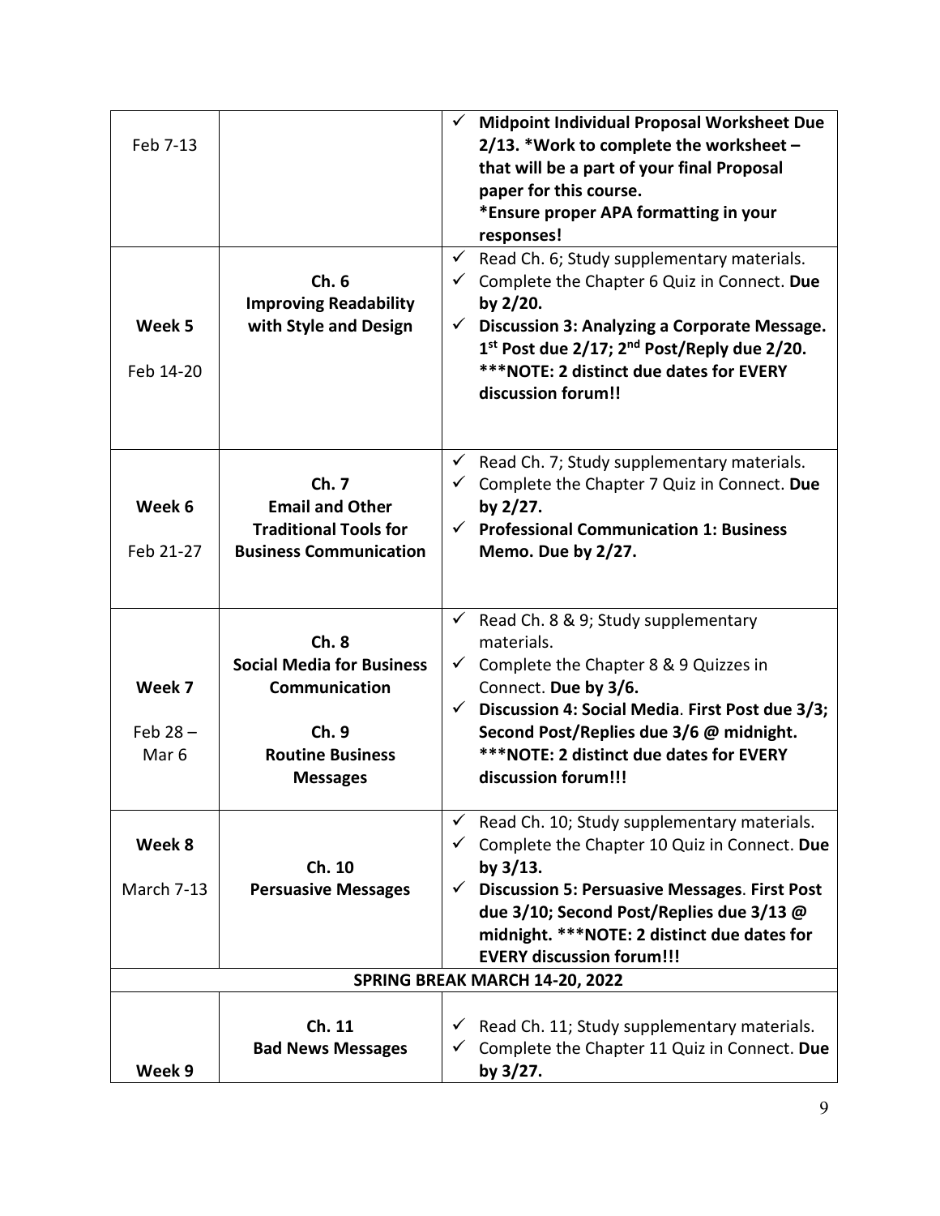| | | |
|---|---|---|
| Feb 7-13 | | ✓ **Midpoint Individual Proposal Worksheet Due 2/13. *Work to complete the worksheet – that will be a part of your final Proposal paper for this course.** <br> **\*Ensure proper APA formatting in your responses!** |
| **Week 5** <br><br> Feb 14-20 | **Ch. 6** <br> **Improving Readability with Style and Design** | ✓ Read Ch. 6; Study supplementary materials. <br> ✓ Complete the Chapter 6 Quiz in Connect. **Due by 2/20.** <br> ✓ **Discussion 3: Analyzing a Corporate Message. 1st Post due 2/17; 2nd Post/Reply due 2/20. \*\*\*NOTE: 2 distinct due dates for EVERY discussion forum!!** |
| **Week 6** <br><br> Feb 21-27 | **Ch. 7** <br> **Email and Other Traditional Tools for Business Communication** | ✓ Read Ch. 7; Study supplementary materials. <br> ✓ Complete the Chapter 7 Quiz in Connect. **Due by 2/27.** <br> ✓ **Professional Communication 1: Business Memo. Due by 2/27.** |
| **Week 7** <br><br> Feb 28 – Mar 6 | **Ch. 8** <br> **Social Media for Business Communication** <br><br> **Ch. 9** <br> **Routine Business Messages** | ✓ Read Ch. 8 & 9; Study supplementary materials. <br> ✓ Complete the Chapter 8 & 9 Quizzes in Connect. **Due by 3/6.** <br> ✓ **Discussion 4: Social Media**. **First Post due 3/3; Second Post/Replies due 3/6 @ midnight. \*\*\*NOTE: 2 distinct due dates for EVERY discussion forum!!!** |
| **Week 8** <br><br> March 7-13 | **Ch. 10** <br> **Persuasive Messages** | ✓ Read Ch. 10; Study supplementary materials. <br> ✓ Complete the Chapter 10 Quiz in Connect. **Due by 3/13.** <br> ✓ **Discussion 5: Persuasive Messages**. **First Post due 3/10; Second Post/Replies due 3/13 @ midnight. \*\*\*NOTE: 2 distinct due dates for EVERY discussion forum!!!** |
| **SPRING BREAK MARCH 14-20, 2022** | | |
| **Week 9** | **Ch. 11** <br> **Bad News Messages** | ✓ Read Ch. 11; Study supplementary materials. <br> ✓ Complete the Chapter 11 Quiz in Connect. **Due by 3/27.** |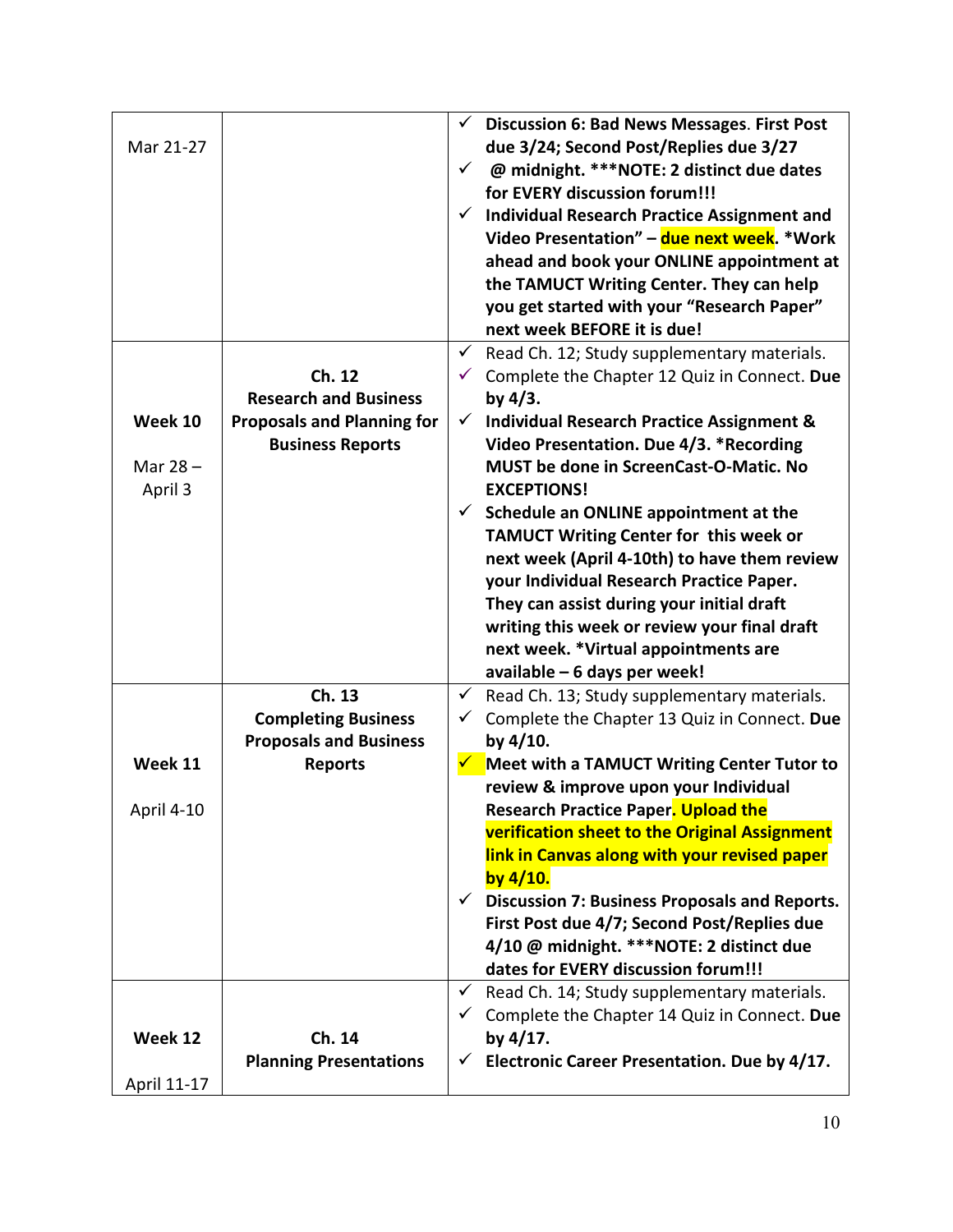| | | |
|---|---|---|
| Mar 21-27 | | ✓ **Discussion 6: Bad News Messages. First Post due 3/24; Second Post/Replies due 3/27**<br>✓ **@ midnight. ***NOTE: 2 distinct due dates for EVERY discussion forum!!!**<br>✓ **Individual Research Practice Assignment and Video Presentation" – due next week. *Work ahead and book your ONLINE appointment at the TAMUCT Writing Center. They can help you get started with your "Research Paper" next week BEFORE it is due!** |
| **Week 10**<br><br>Mar 28 – April 3 | **Ch. 12**<br>**Research and Business Proposals and Planning for Business Reports** | ✓ Read Ch. 12; Study supplementary materials.<br>✓ Complete the Chapter 12 Quiz in Connect. **Due by 4/3.**<br>✓ **Individual Research Practice Assignment & Video Presentation. Due 4/3. *Recording MUST be done in ScreenCast-O-Matic. No EXCEPTIONS!**<br>✓ **Schedule an ONLINE appointment at the TAMUCT Writing Center for this week or next week (April 4-10th) to have them review your Individual Research Practice Paper. They can assist during your initial draft writing this week or review your final draft next week. *Virtual appointments are available – 6 days per week!** |
| **Week 11**<br><br>April 4-10 | **Ch. 13**<br>**Completing Business Proposals and Business Reports** | ✓ Read Ch. 13; Study supplementary materials.<br>✓ Complete the Chapter 13 Quiz in Connect. **Due by 4/10.**<br>✓ **Meet with a TAMUCT Writing Center Tutor to review & improve upon your Individual Research Practice Paper. Upload the verification sheet to the Original Assignment link in Canvas along with your revised paper by 4/10.**<br>✓ **Discussion 7: Business Proposals and Reports. First Post due 4/7; Second Post/Replies due 4/10 @ midnight. ***NOTE: 2 distinct due dates for EVERY discussion forum!!!** |
| **Week 12**<br><br>April 11-17 | **Ch. 14**<br>**Planning Presentations** | ✓ Read Ch. 14; Study supplementary materials.<br>✓ Complete the Chapter 14 Quiz in Connect. **Due by 4/17.**<br>✓ **Electronic Career Presentation. Due by 4/17.** |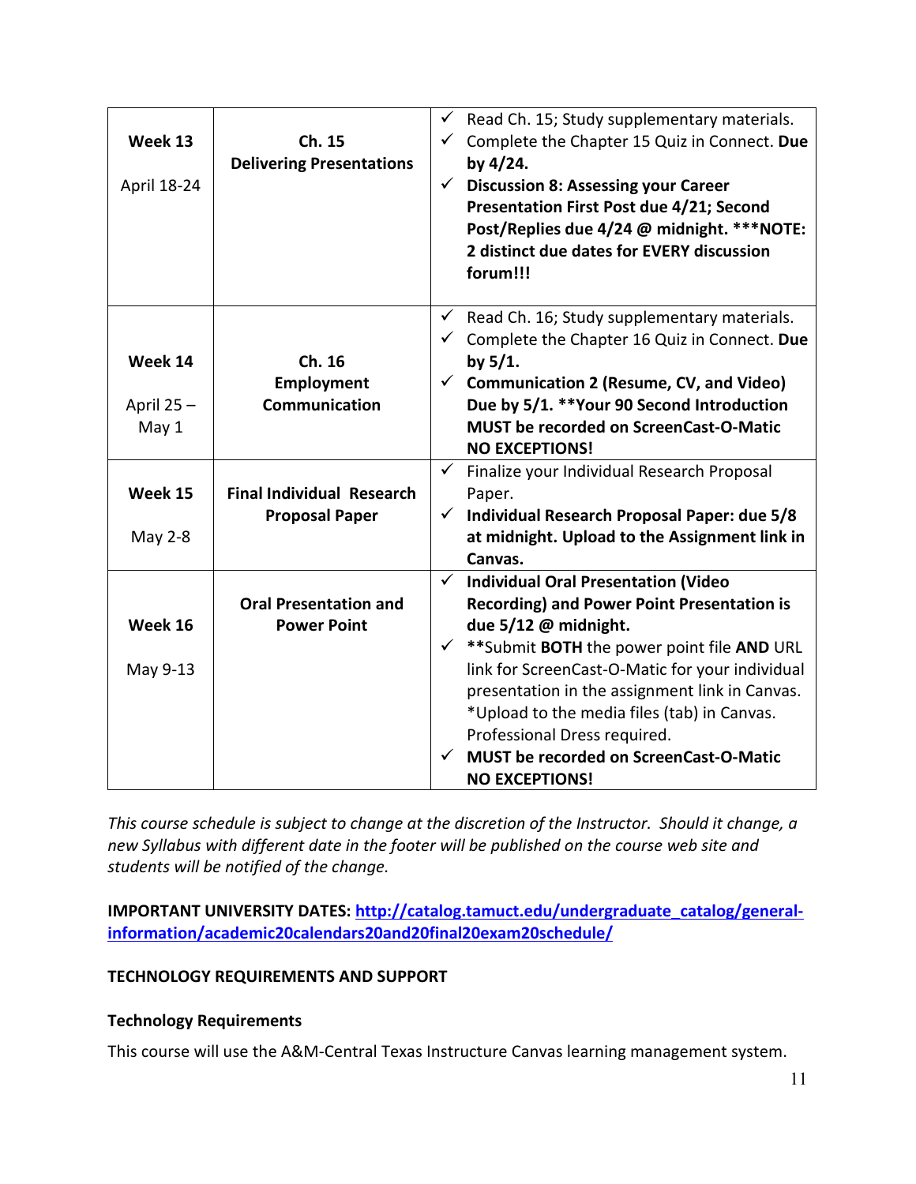| | | |
|---|---|---|
| **Week 13**<br><br>April 18-24 | **Ch. 15**<br>**Delivering Presentations** | ✓ Read Ch. 15; Study supplementary materials.<br>✓ Complete the Chapter 15 Quiz in Connect. **Due by 4/24.**<br>✓ **Discussion 8: Assessing your Career Presentation First Post due 4/21; Second Post/Replies due 4/24 @ midnight. \*\*\*NOTE: 2 distinct due dates for EVERY discussion forum!!!** |
| **Week 14**<br><br>April 25 – May 1 | **Ch. 16**<br>**Employment Communication** | ✓ Read Ch. 16; Study supplementary materials.<br>✓ Complete the Chapter 16 Quiz in Connect. **Due by 5/1.**<br>✓ **Communication 2 (Resume, CV, and Video) Due by 5/1. \*\*Your 90 Second Introduction MUST be recorded on ScreenCast-O-Matic NO EXCEPTIONS!** |
| **Week 15**<br><br>May 2-8 | **Final Individual Research Proposal Paper** | ✓ Finalize your Individual Research Proposal Paper.<br>✓ **Individual Research Proposal Paper: due 5/8 at midnight. Upload to the Assignment link in Canvas.** |
| **Week 16**<br><br>May 9-13 | **Oral Presentation and Power Point** | ✓ **Individual Oral Presentation (Video Recording) and Power Point Presentation is due 5/12 @ midnight.**<br>✓ \*\*Submit **BOTH** the power point file **AND** URL link for ScreenCast-O-Matic for your individual presentation in the assignment link in Canvas. \*Upload to the media files (tab) in Canvas. Professional Dress required.<br>✓ **MUST be recorded on ScreenCast-O-Matic NO EXCEPTIONS!** |

*This course schedule is subject to change at the discretion of the Instructor. Should it change, a new Syllabus with different date in the footer will be published on the course web site and students will be notified of the change.*

**IMPORTANT UNIVERSITY DATES:** http://catalog.tamuct.edu/undergraduate_catalog/general-information/academic20calendars20and20final20exam20schedule/

**TECHNOLOGY REQUIREMENTS AND SUPPORT**

**Technology Requirements**

This course will use the A&M-Central Texas Instructure Canvas learning management system.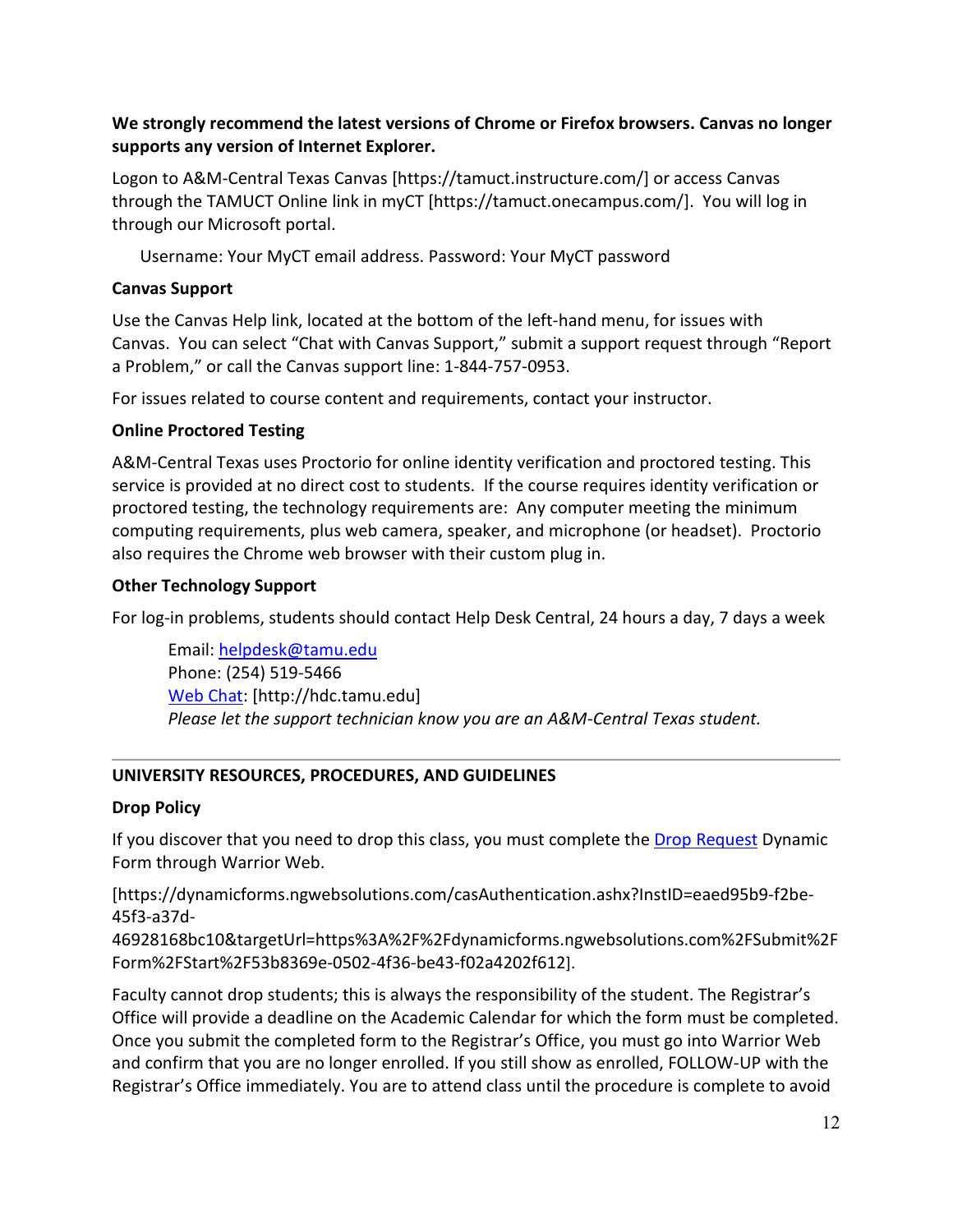**We strongly recommend the latest versions of Chrome or Firefox browsers. Canvas no longer supports any version of Internet Explorer.**

Logon to A&M-Central Texas Canvas [https://tamuct.instructure.com/] or access Canvas through the TAMUCT Online link in myCT [https://tamuct.onecampus.com/]. You will log in through our Microsoft portal.

Username: Your MyCT email address. Password: Your MyCT password

**Canvas Support**

Use the Canvas Help link, located at the bottom of the left-hand menu, for issues with Canvas. You can select "Chat with Canvas Support," submit a support request through "Report a Problem," or call the Canvas support line: 1-844-757-0953.

For issues related to course content and requirements, contact your instructor.

**Online Proctored Testing**

A&M-Central Texas uses Proctorio for online identity verification and proctored testing. This service is provided at no direct cost to students. If the course requires identity verification or proctored testing, the technology requirements are: Any computer meeting the minimum computing requirements, plus web camera, speaker, and microphone (or headset). Proctorio also requires the Chrome web browser with their custom plug in.

**Other Technology Support**

For log-in problems, students should contact Help Desk Central, 24 hours a day, 7 days a week

Email: helpdesk@tamu.edu
Phone: (254) 519-5466
Web Chat: [http://hdc.tamu.edu]
*Please let the support technician know you are an A&M-Central Texas student.*

---

**UNIVERSITY RESOURCES, PROCEDURES, AND GUIDELINES**

**Drop Policy**

If you discover that you need to drop this class, you must complete the Drop Request Dynamic Form through Warrior Web.

[https://dynamicforms.ngwebsolutions.com/casAuthentication.ashx?InstID=eaed95b9-f2be-45f3-a37d-46928168bc10&targetUrl=https%3A%2F%2Fdynamicforms.ngwebsolutions.com%2FSubmit%2FForm%2FStart%2F53b8369e-0502-4f36-be43-f02a4202f612].

Faculty cannot drop students; this is always the responsibility of the student. The Registrar's Office will provide a deadline on the Academic Calendar for which the form must be completed. Once you submit the completed form to the Registrar's Office, you must go into Warrior Web and confirm that you are no longer enrolled. If you still show as enrolled, FOLLOW-UP with the Registrar's Office immediately. You are to attend class until the procedure is complete to avoid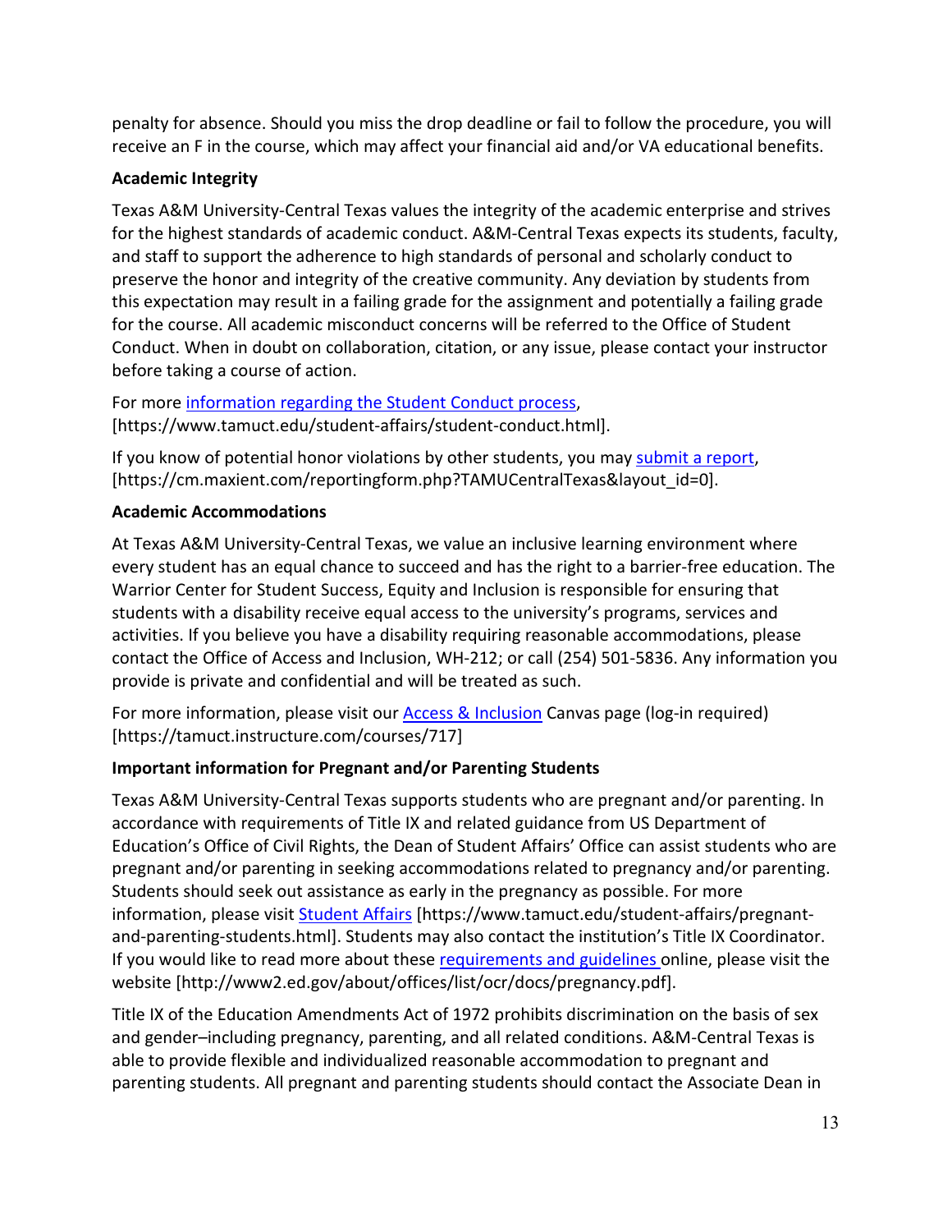penalty for absence. Should you miss the drop deadline or fail to follow the procedure, you will receive an F in the course, which may affect your financial aid and/or VA educational benefits.

**Academic Integrity**

Texas A&M University-Central Texas values the integrity of the academic enterprise and strives for the highest standards of academic conduct. A&M-Central Texas expects its students, faculty, and staff to support the adherence to high standards of personal and scholarly conduct to preserve the honor and integrity of the creative community. Any deviation by students from this expectation may result in a failing grade for the assignment and potentially a failing grade for the course. All academic misconduct concerns will be referred to the Office of Student Conduct. When in doubt on collaboration, citation, or any issue, please contact your instructor before taking a course of action.

For more [information regarding the Student Conduct process](https://www.tamuct.edu/student-affairs/student-conduct.html), [https://www.tamuct.edu/student-affairs/student-conduct.html].

If you know of potential honor violations by other students, you may [submit a report](https://cm.maxient.com/reportingform.php?TAMUCentralTexas&layout_id=0), [https://cm.maxient.com/reportingform.php?TAMUCentralTexas&layout_id=0].

**Academic Accommodations**

At Texas A&M University-Central Texas, we value an inclusive learning environment where every student has an equal chance to succeed and has the right to a barrier-free education. The Warrior Center for Student Success, Equity and Inclusion is responsible for ensuring that students with a disability receive equal access to the university's programs, services and activities. If you believe you have a disability requiring reasonable accommodations, please contact the Office of Access and Inclusion, WH-212; or call (254) 501-5836. Any information you provide is private and confidential and will be treated as such.

For more information, please visit our [Access & Inclusion](https://tamuct.instructure.com/courses/717) Canvas page (log-in required) [https://tamuct.instructure.com/courses/717]

**Important information for Pregnant and/or Parenting Students**

Texas A&M University-Central Texas supports students who are pregnant and/or parenting. In accordance with requirements of Title IX and related guidance from US Department of Education's Office of Civil Rights, the Dean of Student Affairs' Office can assist students who are pregnant and/or parenting in seeking accommodations related to pregnancy and/or parenting. Students should seek out assistance as early in the pregnancy as possible. For more information, please visit [Student Affairs](https://www.tamuct.edu/student-affairs/pregnant-and-parenting-students.html) [https://www.tamuct.edu/student-affairs/pregnant-and-parenting-students.html]. Students may also contact the institution's Title IX Coordinator. If you would like to read more about these [requirements and guidelines](http://www2.ed.gov/about/offices/list/ocr/docs/pregnancy.pdf) online, please visit the website [http://www2.ed.gov/about/offices/list/ocr/docs/pregnancy.pdf].

Title IX of the Education Amendments Act of 1972 prohibits discrimination on the basis of sex and gender–including pregnancy, parenting, and all related conditions. A&M-Central Texas is able to provide flexible and individualized reasonable accommodation to pregnant and parenting students. All pregnant and parenting students should contact the Associate Dean in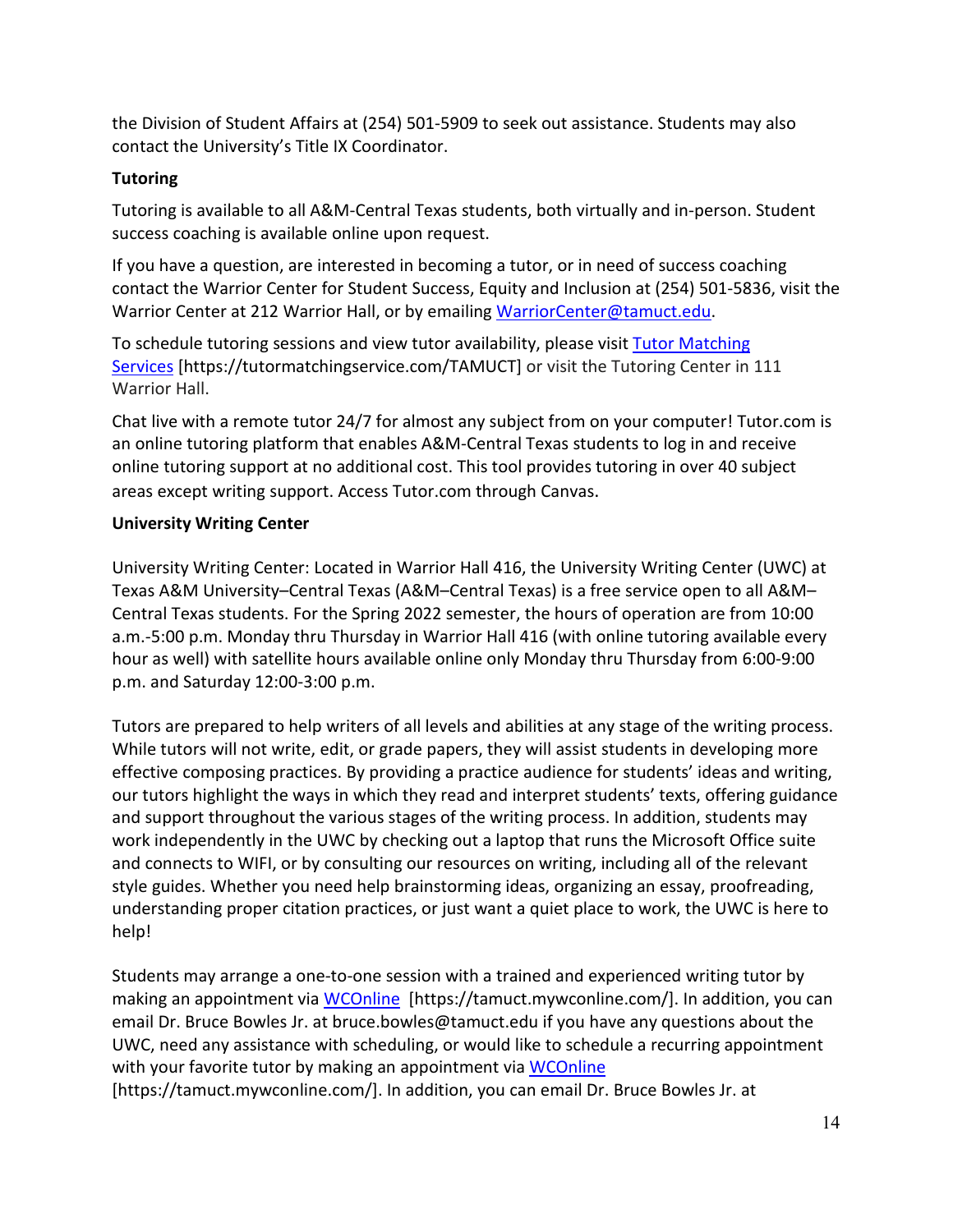the Division of Student Affairs at (254) 501-5909 to seek out assistance. Students may also contact the University's Title IX Coordinator.

**Tutoring**

Tutoring is available to all A&M-Central Texas students, both virtually and in-person. Student success coaching is available online upon request.

If you have a question, are interested in becoming a tutor, or in need of success coaching contact the Warrior Center for Student Success, Equity and Inclusion at (254) 501-5836, visit the Warrior Center at 212 Warrior Hall, or by emailing WarriorCenter@tamuct.edu.

To schedule tutoring sessions and view tutor availability, please visit Tutor Matching Services [https://tutormatchingservice.com/TAMUCT] or visit the Tutoring Center in 111 Warrior Hall.

Chat live with a remote tutor 24/7 for almost any subject from on your computer! Tutor.com is an online tutoring platform that enables A&M-Central Texas students to log in and receive online tutoring support at no additional cost. This tool provides tutoring in over 40 subject areas except writing support. Access Tutor.com through Canvas.

**University Writing Center**

University Writing Center: Located in Warrior Hall 416, the University Writing Center (UWC) at Texas A&M University–Central Texas (A&M–Central Texas) is a free service open to all A&M–Central Texas students. For the Spring 2022 semester, the hours of operation are from 10:00 a.m.-5:00 p.m. Monday thru Thursday in Warrior Hall 416 (with online tutoring available every hour as well) with satellite hours available online only Monday thru Thursday from 6:00-9:00 p.m. and Saturday 12:00-3:00 p.m.

Tutors are prepared to help writers of all levels and abilities at any stage of the writing process. While tutors will not write, edit, or grade papers, they will assist students in developing more effective composing practices. By providing a practice audience for students' ideas and writing, our tutors highlight the ways in which they read and interpret students' texts, offering guidance and support throughout the various stages of the writing process. In addition, students may work independently in the UWC by checking out a laptop that runs the Microsoft Office suite and connects to WIFI, or by consulting our resources on writing, including all of the relevant style guides. Whether you need help brainstorming ideas, organizing an essay, proofreading, understanding proper citation practices, or just want a quiet place to work, the UWC is here to help!

Students may arrange a one-to-one session with a trained and experienced writing tutor by making an appointment via WCOnline [https://tamuct.mywconline.com/]. In addition, you can email Dr. Bruce Bowles Jr. at bruce.bowles@tamuct.edu if you have any questions about the UWC, need any assistance with scheduling, or would like to schedule a recurring appointment with your favorite tutor by making an appointment via WCOnline [https://tamuct.mywconline.com/]. In addition, you can email Dr. Bruce Bowles Jr. at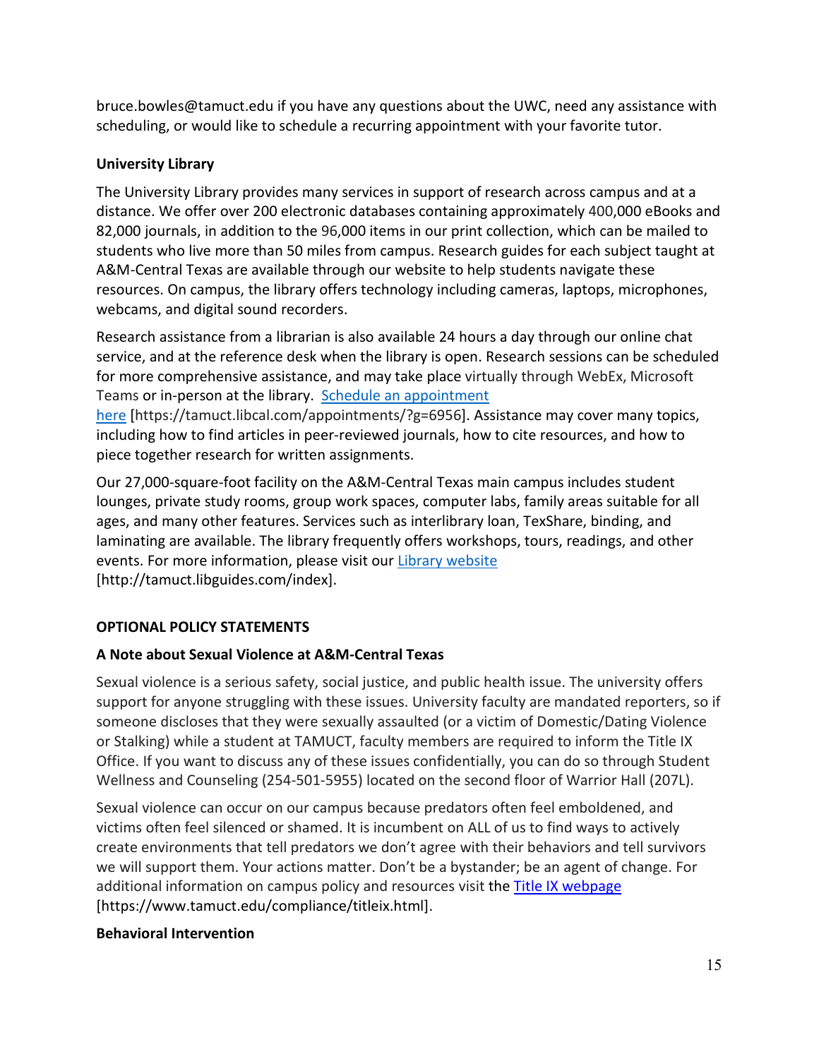bruce.bowles@tamuct.edu if you have any questions about the UWC, need any assistance with scheduling, or would like to schedule a recurring appointment with your favorite tutor.

**University Library**

The University Library provides many services in support of research across campus and at a distance. We offer over 200 electronic databases containing approximately 400,000 eBooks and 82,000 journals, in addition to the 96,000 items in our print collection, which can be mailed to students who live more than 50 miles from campus. Research guides for each subject taught at A&M-Central Texas are available through our website to help students navigate these resources. On campus, the library offers technology including cameras, laptops, microphones, webcams, and digital sound recorders.

Research assistance from a librarian is also available 24 hours a day through our online chat service, and at the reference desk when the library is open. Research sessions can be scheduled for more comprehensive assistance, and may take place virtually through WebEx, Microsoft Teams or in-person at the library. [Schedule an appointment here](https://tamuct.libcal.com/appointments/?g=6956) [https://tamuct.libcal.com/appointments/?g=6956]. Assistance may cover many topics, including how to find articles in peer-reviewed journals, how to cite resources, and how to piece together research for written assignments.

Our 27,000-square-foot facility on the A&M-Central Texas main campus includes student lounges, private study rooms, group work spaces, computer labs, family areas suitable for all ages, and many other features. Services such as interlibrary loan, TexShare, binding, and laminating are available. The library frequently offers workshops, tours, readings, and other events. For more information, please visit our [Library website](http://tamuct.libguides.com/index) [http://tamuct.libguides.com/index].

## OPTIONAL POLICY STATEMENTS

**A Note about Sexual Violence at A&M-Central Texas**

Sexual violence is a serious safety, social justice, and public health issue. The university offers support for anyone struggling with these issues. University faculty are mandated reporters, so if someone discloses that they were sexually assaulted (or a victim of Domestic/Dating Violence or Stalking) while a student at TAMUCT, faculty members are required to inform the Title IX Office. If you want to discuss any of these issues confidentially, you can do so through Student Wellness and Counseling (254-501-5955) located on the second floor of Warrior Hall (207L).

Sexual violence can occur on our campus because predators often feel emboldened, and victims often feel silenced or shamed. It is incumbent on ALL of us to find ways to actively create environments that tell predators we don't agree with their behaviors and tell survivors we will support them. Your actions matter. Don't be a bystander; be an agent of change. For additional information on campus policy and resources visit the [Title IX webpage](https://www.tamuct.edu/compliance/titleix.html) [https://www.tamuct.edu/compliance/titleix.html].

**Behavioral Intervention**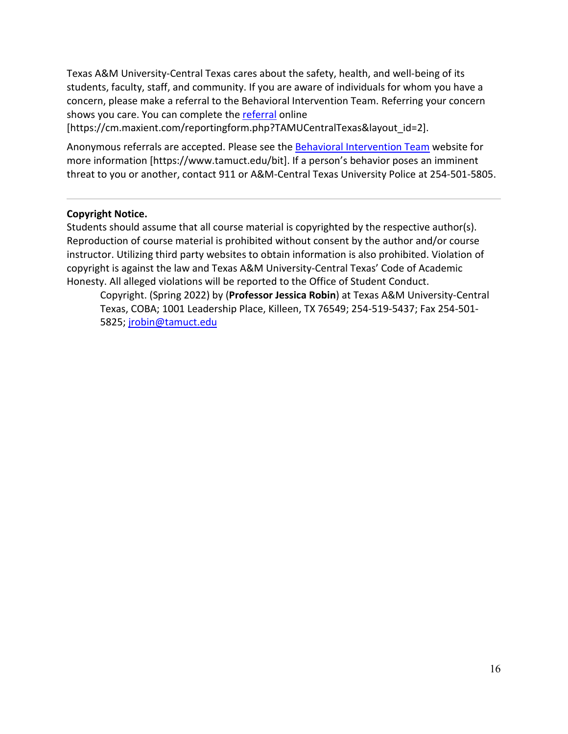Texas A&M University-Central Texas cares about the safety, health, and well-being of its students, faculty, staff, and community. If you are aware of individuals for whom you have a concern, please make a referral to the Behavioral Intervention Team. Referring your concern shows you care. You can complete the referral online [https://cm.maxient.com/reportingform.php?TAMUCentralTexas&layout_id=2].

Anonymous referrals are accepted. Please see the Behavioral Intervention Team website for more information [https://www.tamuct.edu/bit]. If a person's behavior poses an imminent threat to you or another, contact 911 or A&M-Central Texas University Police at 254-501-5805.

---

**Copyright Notice.**
Students should assume that all course material is copyrighted by the respective author(s). Reproduction of course material is prohibited without consent by the author and/or course instructor. Utilizing third party websites to obtain information is also prohibited. Violation of copyright is against the law and Texas A&M University-Central Texas' Code of Academic Honesty. All alleged violations will be reported to the Office of Student Conduct.

> Copyright. (Spring 2022) by (**Professor Jessica Robin**) at Texas A&M University-Central Texas, COBA; 1001 Leadership Place, Killeen, TX 76549; 254-519-5437; Fax 254-501-5825; jrobin@tamuct.edu